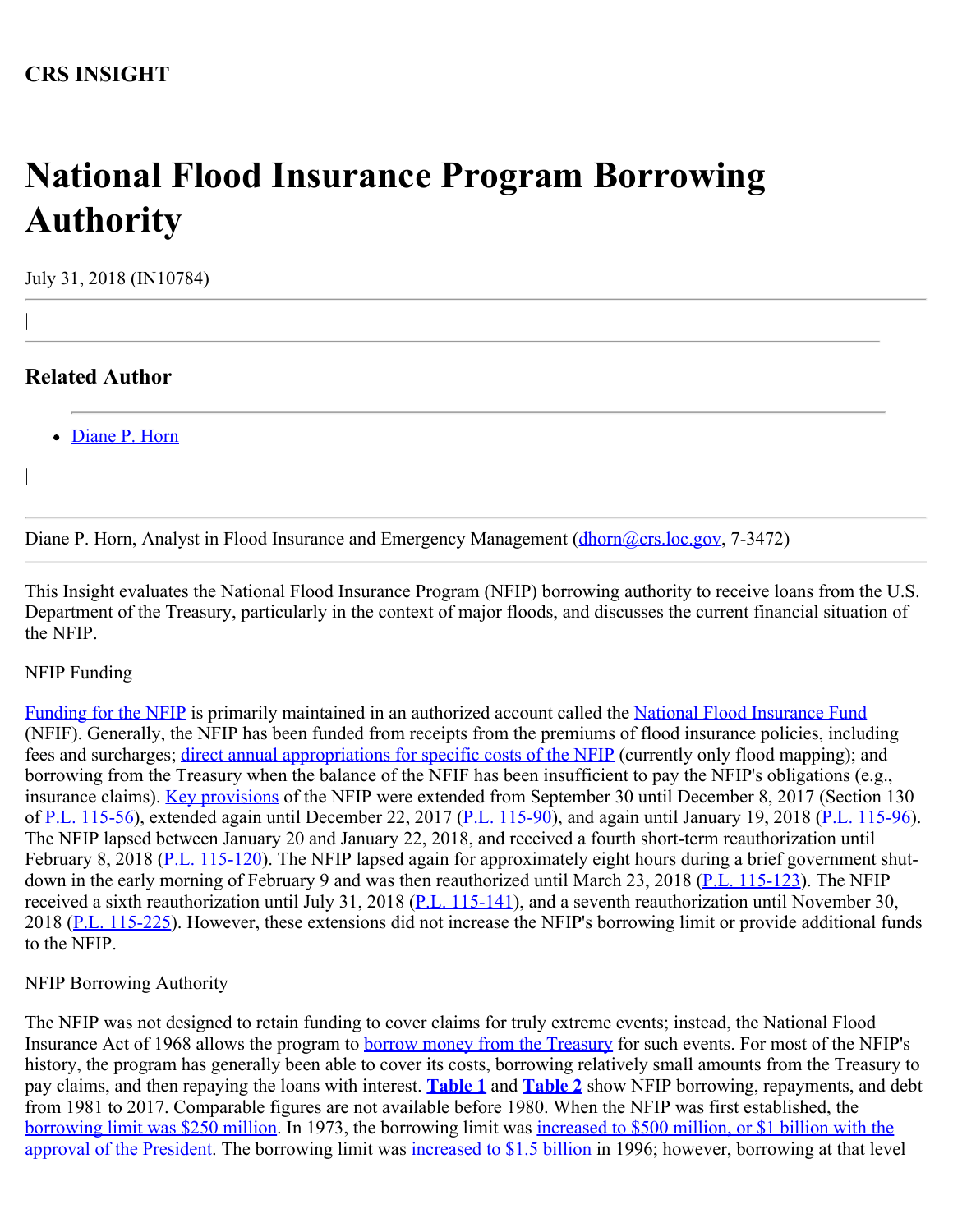**CRS INSIGHT**

# National Flood Insurance Program Borrowing Authority

July 31, 2018 (IN10784)

## Related Author

- Diane P. Horn

Diane P. Horn, Analyst in Flood Insurance and Emergency Management (dhorn@crs.loc.gov, 7-3472)

This Insight evaluates the National Flood Insurance Program (NFIP) borrowing authority to receive loans from the U.S. Department of the Treasury, particularly in the context of major floods, and discusses the current financial situation of the NFIP.

NFIP Funding

Funding for the NFIP is primarily maintained in an authorized account called the National Flood Insurance Fund (NFIF). Generally, the NFIP has been funded from receipts from the premiums of flood insurance policies, including fees and surcharges; direct annual appropriations for specific costs of the NFIP (currently only flood mapping); and borrowing from the Treasury when the balance of the NFIF has been insufficient to pay the NFIP's obligations (e.g., insurance claims). Key provisions of the NFIP were extended from September 30 until December 8, 2017 (Section 130 of P.L. 115-56), extended again until December 22, 2017 (P.L. 115-90), and again until January 19, 2018 (P.L. 115-96). The NFIP lapsed between January 20 and January 22, 2018, and received a fourth short-term reauthorization until February 8, 2018 (P.L. 115-120). The NFIP lapsed again for approximately eight hours during a brief government shut-down in the early morning of February 9 and was then reauthorized until March 23, 2018 (P.L. 115-123). The NFIP received a sixth reauthorization until July 31, 2018 (P.L. 115-141), and a seventh reauthorization until November 30, 2018 (P.L. 115-225). However, these extensions did not increase the NFIP's borrowing limit or provide additional funds to the NFIP.

NFIP Borrowing Authority

The NFIP was not designed to retain funding to cover claims for truly extreme events; instead, the National Flood Insurance Act of 1968 allows the program to borrow money from the Treasury for such events. For most of the NFIP's history, the program has generally been able to cover its costs, borrowing relatively small amounts from the Treasury to pay claims, and then repaying the loans with interest. **Table 1** and **Table 2** show NFIP borrowing, repayments, and debt from 1981 to 2017. Comparable figures are not available before 1980. When the NFIP was first established, the borrowing limit was $250 million. In 1973, the borrowing limit was increased to $500 million, or $1 billion with the approval of the President. The borrowing limit was increased to $1.5 billion in 1996; however, borrowing at that level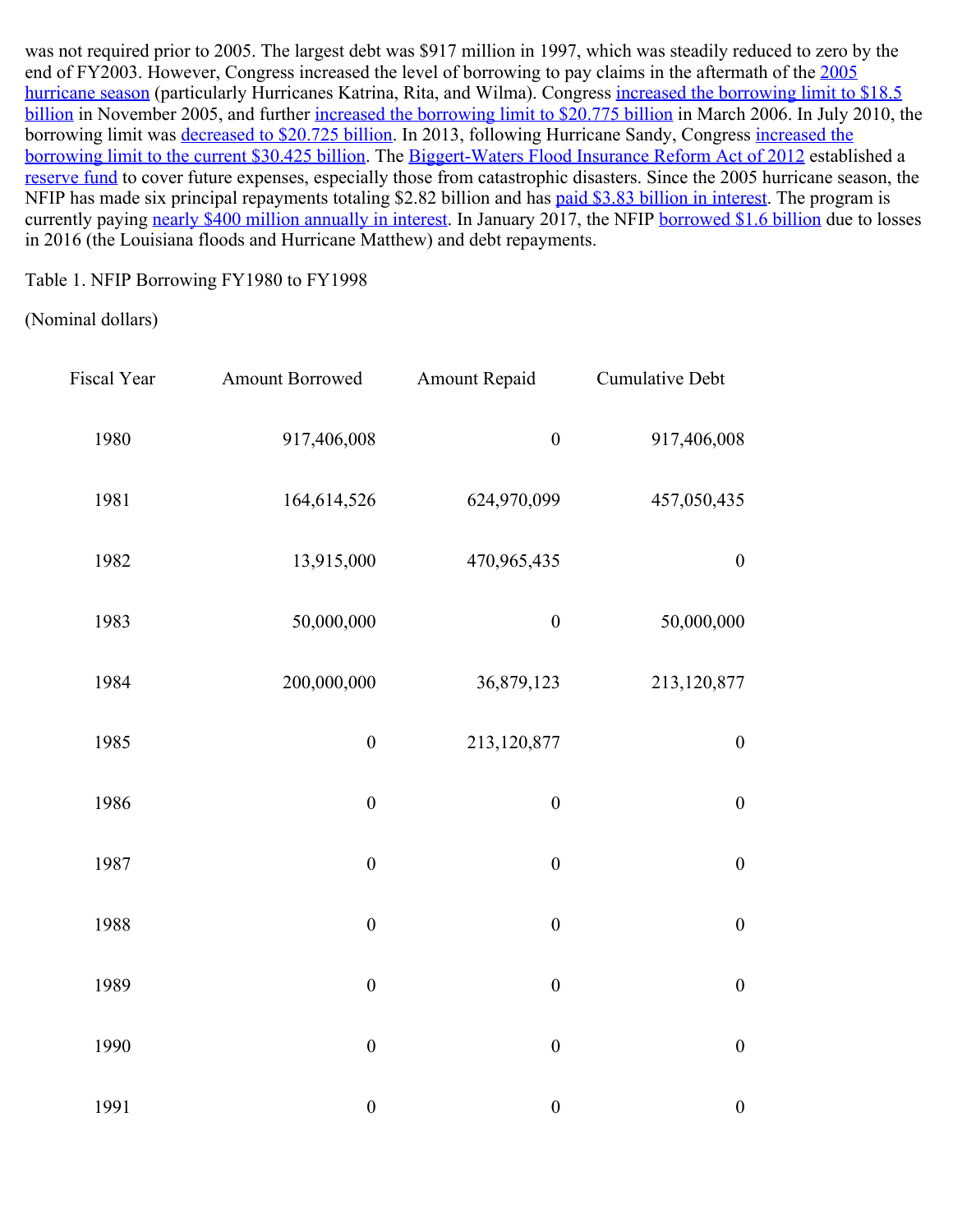was not required prior to 2005. The largest debt was $917 million in 1997, which was steadily reduced to zero by the end of FY2003. However, Congress increased the level of borrowing to pay claims in the aftermath of the 2005 hurricane season (particularly Hurricanes Katrina, Rita, and Wilma). Congress increased the borrowing limit to $18.5 billion in November 2005, and further increased the borrowing limit to $20.775 billion in March 2006. In July 2010, the borrowing limit was decreased to $20.725 billion. In 2013, following Hurricane Sandy, Congress increased the borrowing limit to the current $30.425 billion. The Biggert-Waters Flood Insurance Reform Act of 2012 established a reserve fund to cover future expenses, especially those from catastrophic disasters. Since the 2005 hurricane season, the NFIP has made six principal repayments totaling $2.82 billion and has paid $3.83 billion in interest. The program is currently paying nearly $400 million annually in interest. In January 2017, the NFIP borrowed $1.6 billion due to losses in 2016 (the Louisiana floods and Hurricane Matthew) and debt repayments.

Table 1. NFIP Borrowing FY1980 to FY1998

(Nominal dollars)

| Fiscal Year | Amount Borrowed | Amount Repaid | Cumulative Debt |
|---|---|---|---|
| 1980 | 917,406,008 | 0 | 917,406,008 |
| 1981 | 164,614,526 | 624,970,099 | 457,050,435 |
| 1982 | 13,915,000 | 470,965,435 | 0 |
| 1983 | 50,000,000 | 0 | 50,000,000 |
| 1984 | 200,000,000 | 36,879,123 | 213,120,877 |
| 1985 | 0 | 213,120,877 | 0 |
| 1986 | 0 | 0 | 0 |
| 1987 | 0 | 0 | 0 |
| 1988 | 0 | 0 | 0 |
| 1989 | 0 | 0 | 0 |
| 1990 | 0 | 0 | 0 |
| 1991 | 0 | 0 | 0 |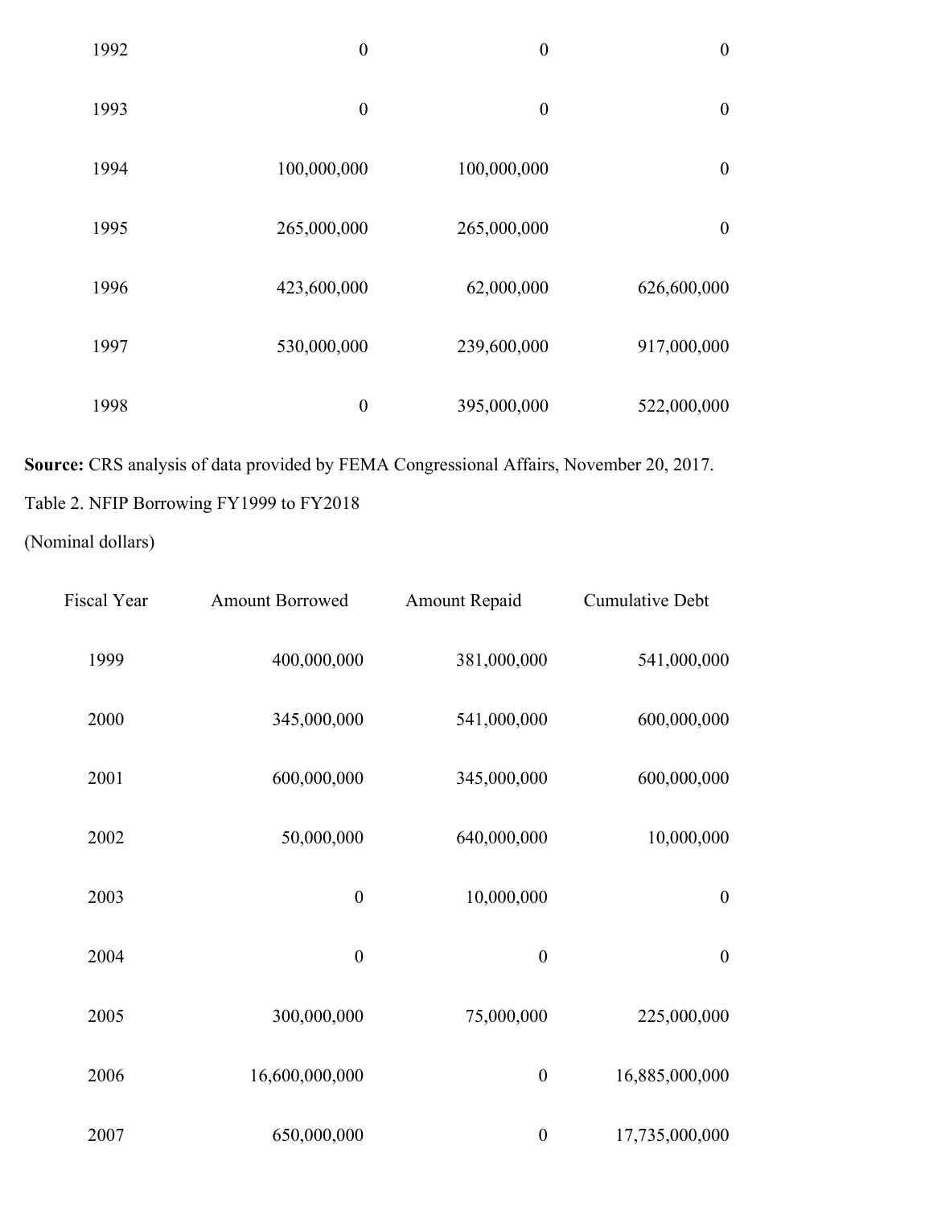| | | | |
|---|---|---|---|
| 1992 | 0 | 0 | 0 |
| 1993 | 0 | 0 | 0 |
| 1994 | 100,000,000 | 100,000,000 | 0 |
| 1995 | 265,000,000 | 265,000,000 | 0 |
| 1996 | 423,600,000 | 62,000,000 | 626,600,000 |
| 1997 | 530,000,000 | 239,600,000 | 917,000,000 |
| 1998 | 0 | 395,000,000 | 522,000,000 |

**Source:** CRS analysis of data provided by FEMA Congressional Affairs, November 20, 2017.

Table 2. NFIP Borrowing FY1999 to FY2018

(Nominal dollars)

| Fiscal Year | Amount Borrowed | Amount Repaid | Cumulative Debt |
|---|---|---|---|
| 1999 | 400,000,000 | 381,000,000 | 541,000,000 |
| 2000 | 345,000,000 | 541,000,000 | 600,000,000 |
| 2001 | 600,000,000 | 345,000,000 | 600,000,000 |
| 2002 | 50,000,000 | 640,000,000 | 10,000,000 |
| 2003 | 0 | 10,000,000 | 0 |
| 2004 | 0 | 0 | 0 |
| 2005 | 300,000,000 | 75,000,000 | 225,000,000 |
| 2006 | 16,600,000,000 | 0 | 16,885,000,000 |
| 2007 | 650,000,000 | 0 | 17,735,000,000 |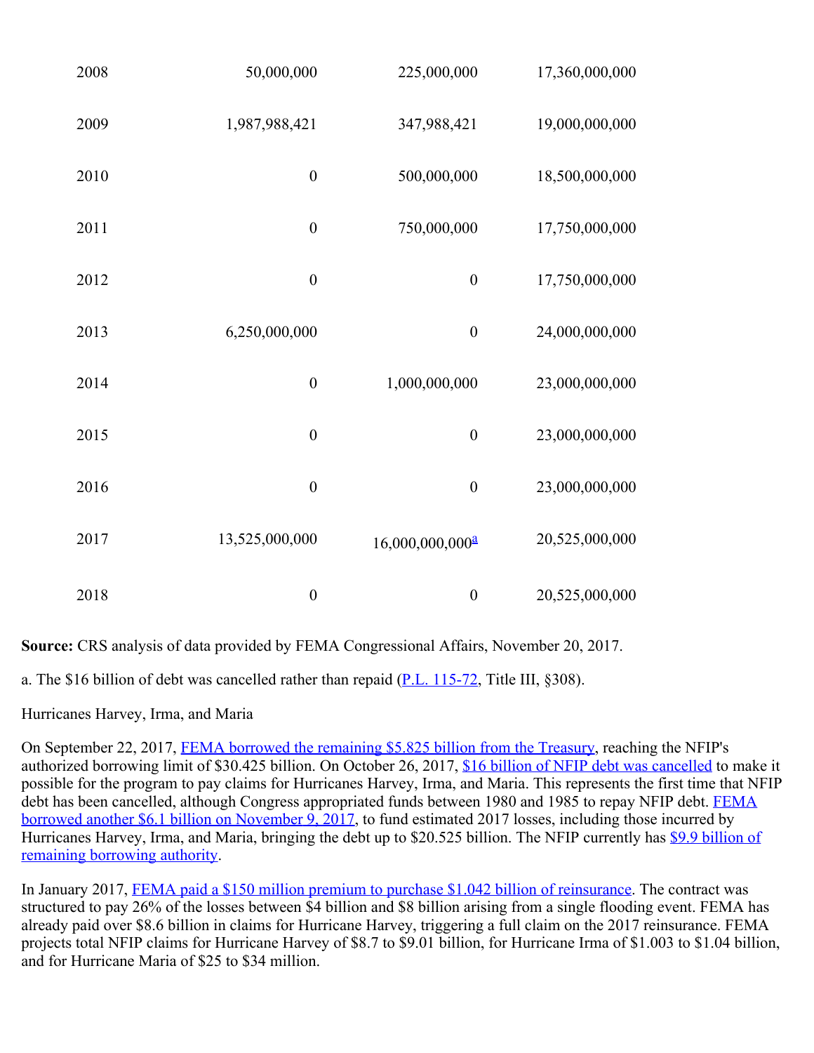| | | | |
|---|---|---|---|
| 2008 | 50,000,000 | 225,000,000 | 17,360,000,000 |
| 2009 | 1,987,988,421 | 347,988,421 | 19,000,000,000 |
| 2010 | 0 | 500,000,000 | 18,500,000,000 |
| 2011 | 0 | 750,000,000 | 17,750,000,000 |
| 2012 | 0 | 0 | 17,750,000,000 |
| 2013 | 6,250,000,000 | 0 | 24,000,000,000 |
| 2014 | 0 | 1,000,000,000 | 23,000,000,000 |
| 2015 | 0 | 0 | 23,000,000,000 |
| 2016 | 0 | 0 | 23,000,000,000 |
| 2017 | 13,525,000,000 | 16,000,000,000[a] | 20,525,000,000 |
| 2018 | 0 | 0 | 20,525,000,000 |

**Source:** CRS analysis of data provided by FEMA Congressional Affairs, November 20, 2017.

a. The $16 billion of debt was cancelled rather than repaid (P.L. 115-72, Title III, §308).

Hurricanes Harvey, Irma, and Maria

On September 22, 2017, FEMA borrowed the remaining $5.825 billion from the Treasury, reaching the NFIP's authorized borrowing limit of $30.425 billion. On October 26, 2017, $16 billion of NFIP debt was cancelled to make it possible for the program to pay claims for Hurricanes Harvey, Irma, and Maria. This represents the first time that NFIP debt has been cancelled, although Congress appropriated funds between 1980 and 1985 to repay NFIP debt. FEMA borrowed another $6.1 billion on November 9, 2017, to fund estimated 2017 losses, including those incurred by Hurricanes Harvey, Irma, and Maria, bringing the debt up to $20.525 billion. The NFIP currently has $9.9 billion of remaining borrowing authority.

In January 2017, FEMA paid a $150 million premium to purchase $1.042 billion of reinsurance. The contract was structured to pay 26% of the losses between $4 billion and $8 billion arising from a single flooding event. FEMA has already paid over $8.6 billion in claims for Hurricane Harvey, triggering a full claim on the 2017 reinsurance. FEMA projects total NFIP claims for Hurricane Harvey of $8.7 to $9.01 billion, for Hurricane Irma of $1.003 to $1.04 billion, and for Hurricane Maria of $25 to $34 million.